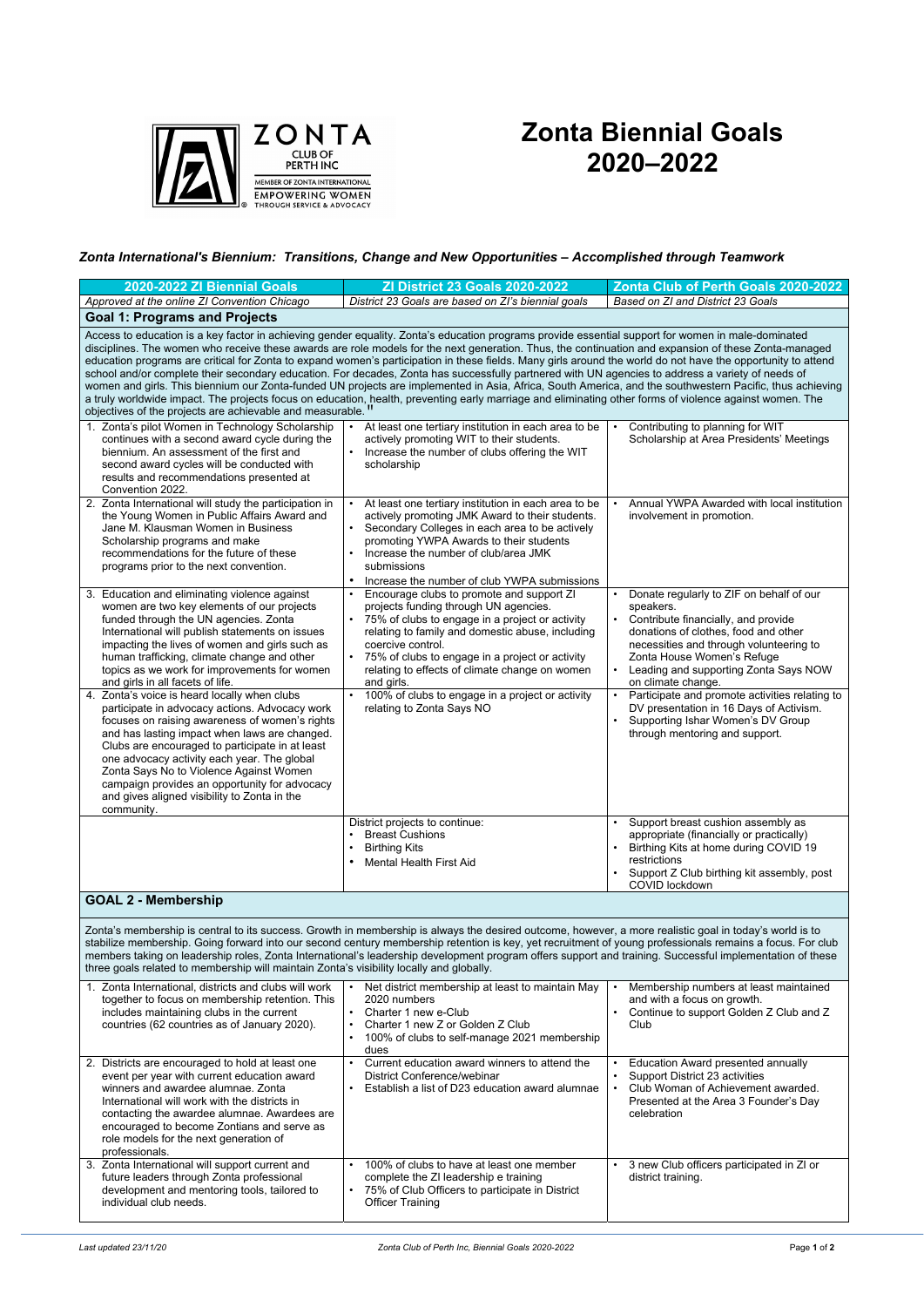ZONTA CLUB OF PERTH INC

MEMBER OF ZONTA INTERNATIONAL

EMPOWERING WOMEN THROUGH SERVICE & ADVOCACY

# Zonta Biennial Goals 2020–2022

*Zonta International's Biennium: Transitions, Change and New Opportunities – Accomplished through Teamwork*

| 2020-2022 ZI Biennial Goals | ZI District 23 Goals 2020-2022 | Zonta Club of Perth Goals 2020-2022 |
|---|---|---|
| *Approved at the online ZI Convention Chicago* | *District 23 Goals are based on ZI's biennial goals* | *Based on ZI and District 23 Goals* |
| **Goal 1: Programs and Projects** | | |
| Access to education is a key factor in achieving gender equality. Zonta's education programs provide essential support for women in male-dominated disciplines. The women who receive these awards are role models for the next generation. Thus, the continuation and expansion of these Zonta-managed education programs are critical for Zonta to expand women's participation in these fields. Many girls around the world do not have the opportunity to attend school and/or complete their secondary education. For decades, Zonta has successfully partnered with UN agencies to address a variety of needs of women and girls. This biennium our Zonta-funded UN projects are implemented in Asia, Africa, South America, and the southwestern Pacific, thus achieving a truly worldwide impact. The projects focus on education, health, preventing early marriage and eliminating other forms of violence against women. The objectives of the projects are achievable and measurable." | | |
| 1. Zonta's pilot Women in Technology Scholarship continues with a second award cycle during the biennium. An assessment of the first and second award cycles will be conducted with results and recommendations presented at Convention 2022. | • At least one tertiary institution in each area to be actively promoting WIT to their students.<br>• Increase the number of clubs offering the WIT scholarship | • Contributing to planning for WIT Scholarship at Area Presidents' Meetings |
| 2. Zonta International will study the participation in the Young Women in Public Affairs Award and Jane M. Klausman Women in Business Scholarship programs and make recommendations for the future of these programs prior to the next convention. | • At least one tertiary institution in each area to be actively promoting JMK Award to their students.<br>• Secondary Colleges in each area to be actively promoting YWPA Awards to their students<br>• Increase the number of club/area JMK submissions<br>• Increase the number of club YWPA submissions | • Annual YWPA Awarded with local institution involvement in promotion. |
| 3. Education and eliminating violence against women are two key elements of our projects funded through the UN agencies. Zonta International will publish statements on issues impacting the lives of women and girls such as human trafficking, climate change and other topics as we work for improvements for women and girls in all facets of life. | • Encourage clubs to promote and support ZI projects funding through UN agencies.<br>• 75% of clubs to engage in a project or activity relating to family and domestic abuse, including coercive control.<br>• 75% of clubs to engage in a project or activity relating to effects of climate change on women and girls. | • Donate regularly to ZIF on behalf of our speakers.<br>• Contribute financially, and provide donations of clothes, food and other necessities and through volunteering to Zonta House Women's Refuge<br>• Leading and supporting Zonta Says NOW on climate change. |
| 4. Zonta's voice is heard locally when clubs participate in advocacy actions. Advocacy work focuses on raising awareness of women's rights and has lasting impact when laws are changed. Clubs are encouraged to participate in at least one advocacy activity each year. The global Zonta Says No to Violence Against Women campaign provides an opportunity for advocacy and gives aligned visibility to Zonta in the community. | • 100% of clubs to engage in a project or activity relating to Zonta Says NO | • Participate and promote activities relating to DV presentation in 16 Days of Activism.<br>• Supporting Ishar Women's DV Group through mentoring and support. |
| | District projects to continue:<br>• Breast Cushions<br>• Birthing Kits<br>• Mental Health First Aid | • Support breast cushion assembly as appropriate (financially or practically)<br>• Birthing Kits at home during COVID 19 restrictions<br>• Support Z Club birthing kit assembly, post COVID lockdown |
| **GOAL 2 - Membership** | | |
| Zonta's membership is central to its success. Growth in membership is always the desired outcome, however, a more realistic goal in today's world is to stabilize membership. Going forward into our second century membership retention is key, yet recruitment of young professionals remains a focus. For club members taking on leadership roles, Zonta International's leadership development program offers support and training. Successful implementation of these three goals related to membership will maintain Zonta's visibility locally and globally. | | |
| 1. Zonta International, districts and clubs will work together to focus on membership retention. This includes maintaining clubs in the current countries (62 countries as of January 2020). | • Net district membership at least to maintain May 2020 numbers<br>• Charter 1 new e-Club<br>• Charter 1 new Z or Golden Z Club<br>• 100% of clubs to self-manage 2021 membership dues | • Membership numbers at least maintained and with a focus on growth.<br>• Continue to support Golden Z Club and Z Club |
| 2. Districts are encouraged to hold at least one event per year with current education award winners and awardee alumnae. Zonta International will work with the districts in contacting the awardee alumnae. Awardees are encouraged to become Zontians and serve as role models for the next generation of professionals. | • Current education award winners to attend the District Conference/webinar<br>• Establish a list of D23 education award alumnae | • Education Award presented annually<br>• Support District 23 activities<br>• Club Woman of Achievement awarded. Presented at the Area 3 Founder's Day celebration |
| 3. Zonta International will support current and future leaders through Zonta professional development and mentoring tools, tailored to individual club needs. | • 100% of clubs to have at least one member complete the ZI leadership e training<br>• 75% of Club Officers to participate in District Officer Training | • 3 new Club officers participated in ZI or district training. |

*Last updated 23/11/20*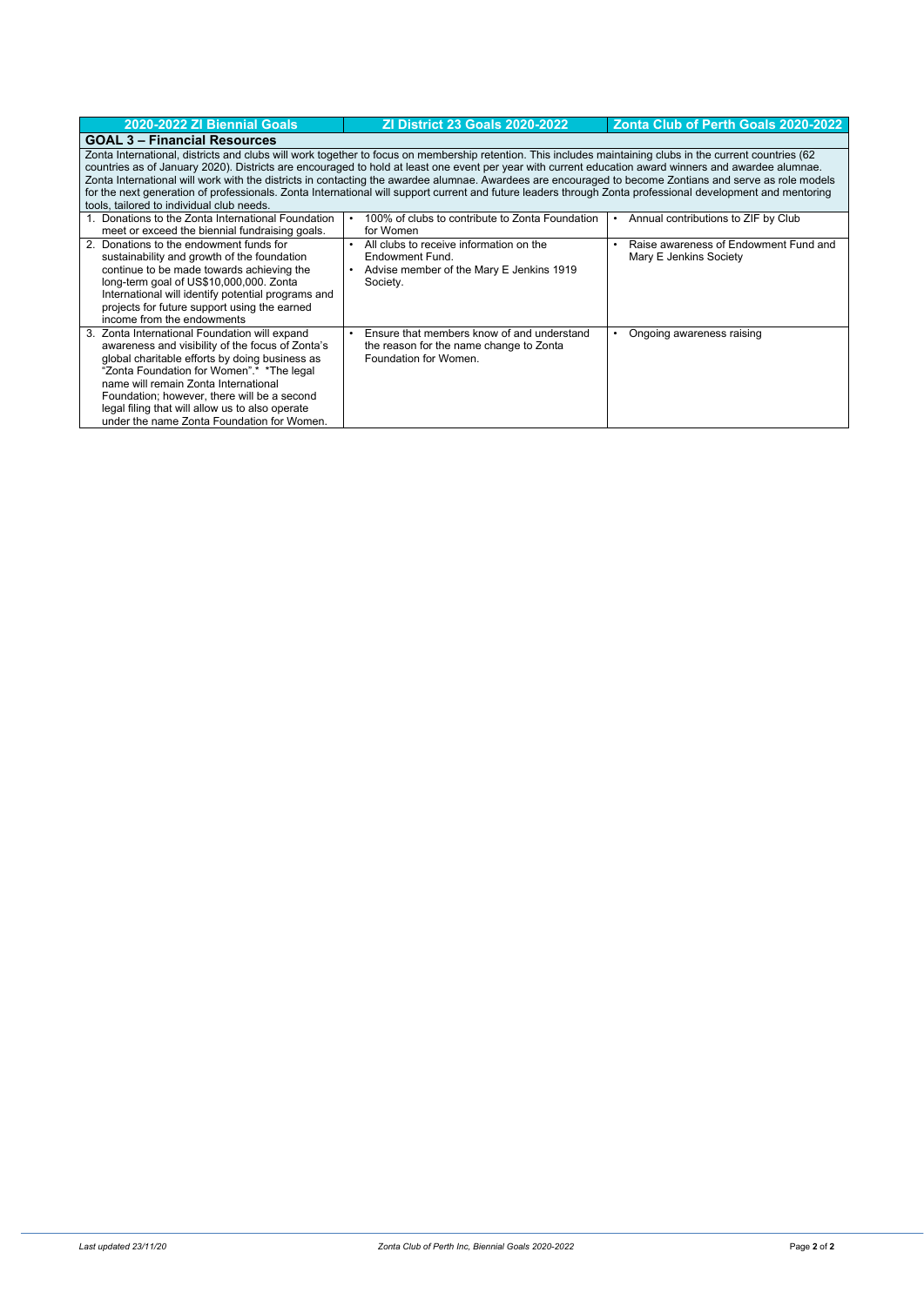| 2020-2022 ZI Biennial Goals | ZI District 23 Goals 2020-2022 | Zonta Club of Perth Goals 2020-2022 |
|---|---|---|
| **GOAL 3 – Financial Resources** | | |
| Zonta International, districts and clubs will work together to focus on membership retention. This includes maintaining clubs in the current countries (62 countries as of January 2020). Districts are encouraged to hold at least one event per year with current education award winners and awardee alumnae. Zonta International will work with the districts in contacting the awardee alumnae. Awardees are encouraged to become Zontians and serve as role models for the next generation of professionals. Zonta International will support current and future leaders through Zonta professional development and mentoring tools, tailored to individual club needs. | | |
| 1. Donations to the Zonta International Foundation meet or exceed the biennial fundraising goals. | • 100% of clubs to contribute to Zonta Foundation for Women | • Annual contributions to ZIF by Club |
| 2. Donations to the endowment funds for sustainability and growth of the foundation continue to be made towards achieving the long-term goal of US$10,000,000. Zonta International will identify potential programs and projects for future support using the earned income from the endowments | • All clubs to receive information on the Endowment Fund.<br>• Advise member of the Mary E Jenkins 1919 Society. | • Raise awareness of Endowment Fund and Mary E Jenkins Society |
| 3. Zonta International Foundation will expand awareness and visibility of the focus of Zonta's global charitable efforts by doing business as "Zonta Foundation for Women".* *The legal name will remain Zonta International Foundation; however, there will be a second legal filing that will allow us to also operate under the name Zonta Foundation for Women. | • Ensure that members know of and understand the reason for the name change to Zonta Foundation for Women. | • Ongoing awareness raising |